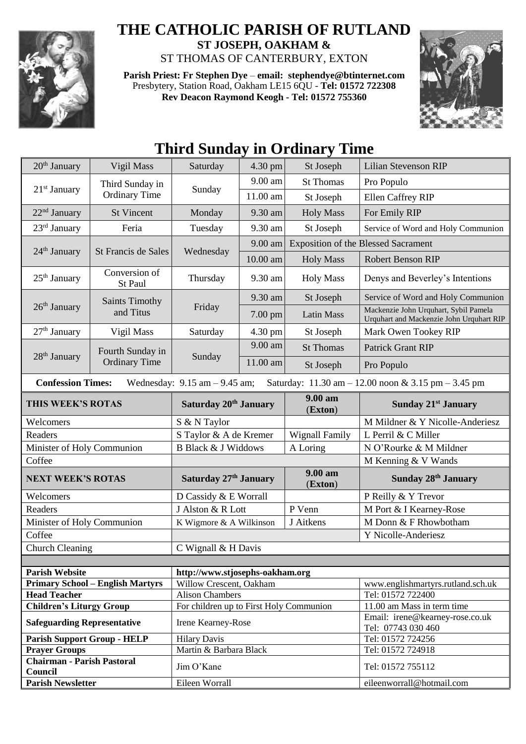# THE CATHOLIC PARISH OF RUTLAND

**ST JOSEPH, OAKHAM &**

ST THOMAS OF CANTERBURY, EXTON

**Parish Priest: Fr Stephen Dye** – **email: stephendye@btinternet.com**
Presbytery, Station Road, Oakham LE15 6QU - **Tel: 01572 722308**
**Rev Deacon Raymond Keogh - Tel: 01572 755360**

# Third Sunday in Ordinary Time

| | | | | | |
|---|---|---|---|---|---|
| 20th January | Vigil Mass | Saturday | 4.30 pm | St Joseph | Lilian Stevenson RIP |
| 21st January | Third Sunday in Ordinary Time | Sunday | 9.00 am | St Thomas | Pro Populo |
| | | | 11.00 am | St Joseph | Ellen Caffrey RIP |
| 22nd January | St Vincent | Monday | 9.30 am | Holy Mass | For Emily RIP |
| 23rd January | Feria | Tuesday | 9.30 am | St Joseph | Service of Word and Holy Communion |
| 24th January | St Francis de Sales | Wednesday | 9.00 am | Exposition of the Blessed Sacrament | |
| | | | 10.00 am | Holy Mass | Robert Benson RIP |
| 25th January | Conversion of St Paul | Thursday | 9.30 am | Holy Mass | Denys and Beverley's Intentions |
| 26th January | Saints Timothy and Titus | Friday | 9.30 am | St Joseph | Service of Word and Holy Communion |
| | | | 7.00 pm | Latin Mass | Mackenzie John Urquhart, Sybil Pamela Urquhart and Mackenzie John Urquhart RIP |
| 27th January | Vigil Mass | Saturday | 4.30 pm | St Joseph | Mark Owen Tookey RIP |
| 28th January | Fourth Sunday in Ordinary Time | Sunday | 9.00 am | St Thomas | Patrick Grant RIP |
| | | | 11.00 am | St Joseph | Pro Populo |

**Confession Times:** Wednesday: 9.15 am – 9.45 am; Saturday: 11.30 am – 12.00 noon & 3.15 pm – 3.45 pm

| THIS WEEK'S ROTAS | Saturday 20th January | 9.00 am (Exton) | Sunday 21st January |
|---|---|---|---|
| Welcomers | S & N Taylor | | M Mildner & Y Nicolle-Anderiesz |
| Readers | S Taylor & A de Kremer | Wignall Family | L Perril & C Miller |
| Minister of Holy Communion | B Black & J Widdows | A Loring | N O'Rourke & M Mildner |
| Coffee | | | M Kenning & V Wands |
| **NEXT WEEK'S ROTAS** | **Saturday 27th January** | **9.00 am (Exton)** | **Sunday 28th January** |
| Welcomers | D Cassidy & E Worrall | | P Reilly & Y Trevor |
| Readers | J Alston & R Lott | P Venn | M Port & I Kearney-Rose |
| Minister of Holy Communion | K Wigmore & A Wilkinson | J Aitkens | M Donn & F Rhowbotham |
| Coffee | | | Y Nicolle-Anderiesz |
| Church Cleaning | C Wignall & H Davis | | |

| | | |
|---|---|---|
| **Parish Website** | **http://www.stjosephs-oakham.org** | |
| **Primary School – English Martyrs** | Willow Crescent, Oakham | www.englishmartyrs.rutland.sch.uk |
| **Head Teacher** | Alison Chambers | Tel: 01572 722400 |
| **Children's Liturgy Group** | For children up to First Holy Communion | 11.00 am Mass in term time |
| **Safeguarding Representative** | Irene Kearney-Rose | Email: irene@kearney-rose.co.uk Tel: 07743 030 460 |
| **Parish Support Group - HELP** | Hilary Davis | Tel: 01572 724256 |
| **Prayer Groups** | Martin & Barbara Black | Tel: 01572 724918 |
| **Chairman - Parish Pastoral Council** | Jim O'Kane | Tel: 01572 755112 |
| **Parish Newsletter** | Eileen Worrall | eileenworrall@hotmail.com |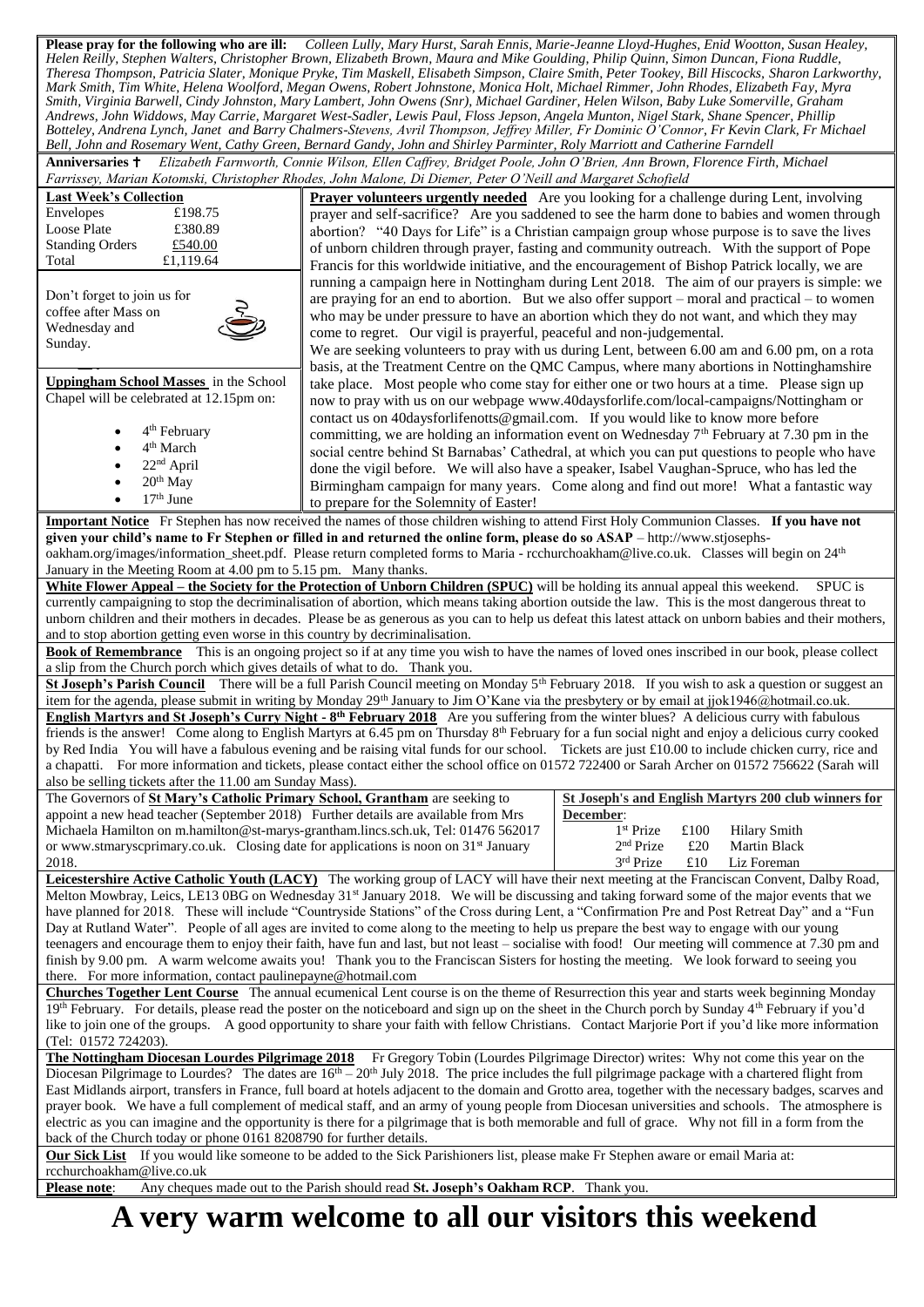**Please pray for the following who are ill:** *Colleen Lully, Mary Hurst, Sarah Ennis, Marie-Jeanne Lloyd-Hughes, Enid Wootton, Susan Healey, Helen Reilly, Stephen Walters, Christopher Brown, Elizabeth Brown, Maura and Mike Goulding, Philip Quinn, Simon Duncan, Fiona Ruddle, Theresa Thompson, Patricia Slater, Monique Pryke, Tim Maskell, Elisabeth Simpson, Claire Smith, Peter Tookey, Bill Hiscocks, Sharon Larkworthy, Mark Smith, Tim White, Helena Woolford, Megan Owens, Robert Johnstone, Monica Holt, Michael Rimmer, John Rhodes, Elizabeth Fay, Myra Smith, Virginia Barwell, Cindy Johnston, Mary Lambert, John Owens (Snr), Michael Gardiner, Helen Wilson, Baby Luke Somerville, Graham Andrews, John Widdows, May Carrie, Margaret West-Sadler, Lewis Paul, Floss Jepson, Angela Munton, Nigel Stark, Shane Spencer, Phillip Botteley, Andrena Lynch, Janet and Barry Chalmers-Stevens, Avril Thompson, Jeffrey Miller, Fr Dominic O'Connor, Fr Kevin Clark, Fr Michael Bell, John and Rosemary Went, Cathy Green, Bernard Gandy, John and Shirley Parminter, Roly Marriott and Catherine Farndell*

**Anniversaries ✝** *Elizabeth Farnworth, Connie Wilson, Ellen Caffrey, Bridget Poole, John O'Brien, Ann Brown, Florence Firth, Michael Farrissey, Marian Kotomski, Christopher Rhodes, John Malone, Di Diemer, Peter O'Neill and Margaret Schofield*

**Last Week's Collection**

| | |
|---|---|
| Envelopes | £198.75 |
| Loose Plate | £380.89 |
| Standing Orders | £540.00 |
| Total | £1,119.64 |

Don't forget to join us for coffee after Mass on Wednesday and Sunday.

**Uppingham School Masses** in the School Chapel will be celebrated at 12.15pm on:

- 4th February
- 4th March
- 22nd April
- 20th May
- 17th June

**Prayer volunteers urgently needed** Are you looking for a challenge during Lent, involving prayer and self-sacrifice? Are you saddened to see the harm done to babies and women through abortion? "40 Days for Life" is a Christian campaign group whose purpose is to save the lives of unborn children through prayer, fasting and community outreach. With the support of Pope Francis for this worldwide initiative, and the encouragement of Bishop Patrick locally, we are running a campaign here in Nottingham during Lent 2018. The aim of our prayers is simple: we are praying for an end to abortion. But we also offer support – moral and practical – to women who may be under pressure to have an abortion which they do not want, and which they may come to regret. Our vigil is prayerful, peaceful and non-judgemental.
We are seeking volunteers to pray with us during Lent, between 6.00 am and 6.00 pm, on a rota basis, at the Treatment Centre on the QMC Campus, where many abortions in Nottinghamshire take place. Most people who come stay for either one or two hours at a time. Please sign up now to pray with us on our webpage www.40daysforlife.com/local-campaigns/Nottingham or contact us on 40daysforlifenotts@gmail.com. If you would like to know more before committing, we are holding an information event on Wednesday 7th February at 7.30 pm in the social centre behind St Barnabas' Cathedral, at which you can put questions to people who have done the vigil before. We will also have a speaker, Isabel Vaughan-Spruce, who has led the Birmingham campaign for many years. Come along and find out more! What a fantastic way to prepare for the Solemnity of Easter!

**Important Notice** Fr Stephen has now received the names of those children wishing to attend First Holy Communion Classes. **If you have not given your child's name to Fr Stephen or filled in and returned the online form, please do so ASAP** – http://www.stjosephs-oakham.org/images/information_sheet.pdf. Please return completed forms to Maria - rcchurchoakham@live.co.uk. Classes will begin on 24th January in the Meeting Room at 4.00 pm to 5.15 pm. Many thanks.

**White Flower Appeal – the Society for the Protection of Unborn Children (SPUC)** will be holding its annual appeal this weekend. SPUC is currently campaigning to stop the decriminalisation of abortion, which means taking abortion outside the law. This is the most dangerous threat to unborn children and their mothers in decades. Please be as generous as you can to help us defeat this latest attack on unborn babies and their mothers, and to stop abortion getting even worse in this country by decriminalisation.

**Book of Remembrance** This is an ongoing project so if at any time you wish to have the names of loved ones inscribed in our book, please collect a slip from the Church porch which gives details of what to do. Thank you.

**St Joseph's Parish Council** There will be a full Parish Council meeting on Monday 5th February 2018. If you wish to ask a question or suggest an item for the agenda, please submit in writing by Monday 29th January to Jim O'Kane via the presbytery or by email at jjok1946@hotmail.co.uk.

**English Martyrs and St Joseph's Curry Night - 8th February 2018** Are you suffering from the winter blues? A delicious curry with fabulous friends is the answer! Come along to English Martyrs at 6.45 pm on Thursday 8th February for a fun social night and enjoy a delicious curry cooked by Red India You will have a fabulous evening and be raising vital funds for our school. Tickets are just £10.00 to include chicken curry, rice and a chapatti. For more information and tickets, please contact either the school office on 01572 722400 or Sarah Archer on 01572 756622 (Sarah will also be selling tickets after the 11.00 am Sunday Mass).

The Governors of **St Mary's Catholic Primary School, Grantham** are seeking to appoint a new head teacher (September 2018) Further details are available from Mrs Michaela Hamilton on m.hamilton@st-marys-grantham.lincs.sch.uk, Tel: 01476 562017 or www.stmarysceprimary.co.uk. Closing date for applications is noon on 31st January 2018.

**St Joseph's and English Martyrs 200 club winners for December**:

| | | |
|---|---|---|
| 1st Prize | £100 | Hilary Smith |
| 2nd Prize | £20 | Martin Black |
| 3rd Prize | £10 | Liz Foreman |

**Leicestershire Active Catholic Youth (LACY)** The working group of LACY will have their next meeting at the Franciscan Convent, Dalby Road, Melton Mowbray, Leics, LE13 0BG on Wednesday 31st January 2018. We will be discussing and taking forward some of the major events that we have planned for 2018. These will include "Countryside Stations" of the Cross during Lent, a "Confirmation Pre and Post Retreat Day" and a "Fun Day at Rutland Water". People of all ages are invited to come along to the meeting to help us prepare the best way to engage with our young teenagers and encourage them to enjoy their faith, have fun and last, but not least – socialise with food! Our meeting will commence at 7.30 pm and finish by 9.00 pm. A warm welcome awaits you! Thank you to the Franciscan Sisters for hosting the meeting. We look forward to seeing you there. For more information, contact paulinepayne@hotmail.com

**Churches Together Lent Course** The annual ecumenical Lent course is on the theme of Resurrection this year and starts week beginning Monday 19th February. For details, please read the poster on the noticeboard and sign up on the sheet in the Church porch by Sunday 4th February if you'd like to join one of the groups. A good opportunity to share your faith with fellow Christians. Contact Marjorie Port if you'd like more information (Tel: 01572 724203).

**The Nottingham Diocesan Lourdes Pilgrimage 2018** Fr Gregory Tobin (Lourdes Pilgrimage Director) writes: Why not come this year on the Diocesan Pilgrimage to Lourdes? The dates are 16th – 20th July 2018. The price includes the full pilgrimage package with a chartered flight from East Midlands airport, transfers in France, full board at hotels adjacent to the domain and Grotto area, together with the necessary badges, scarves and prayer book. We have a full complement of medical staff, and an army of young people from Diocesan universities and schools. The atmosphere is electric as you can imagine and the opportunity is there for a pilgrimage that is both memorable and full of grace. Why not fill in a form from the back of the Church today or phone 0161 8208790 for further details.

**Our Sick List** If you would like someone to be added to the Sick Parishioners list, please make Fr Stephen aware or email Maria at: rcchurchoakham@live.co.uk

**Please note**: Any cheques made out to the Parish should read **St. Joseph's Oakham RCP**. Thank you.

# A very warm welcome to all our visitors this weekend